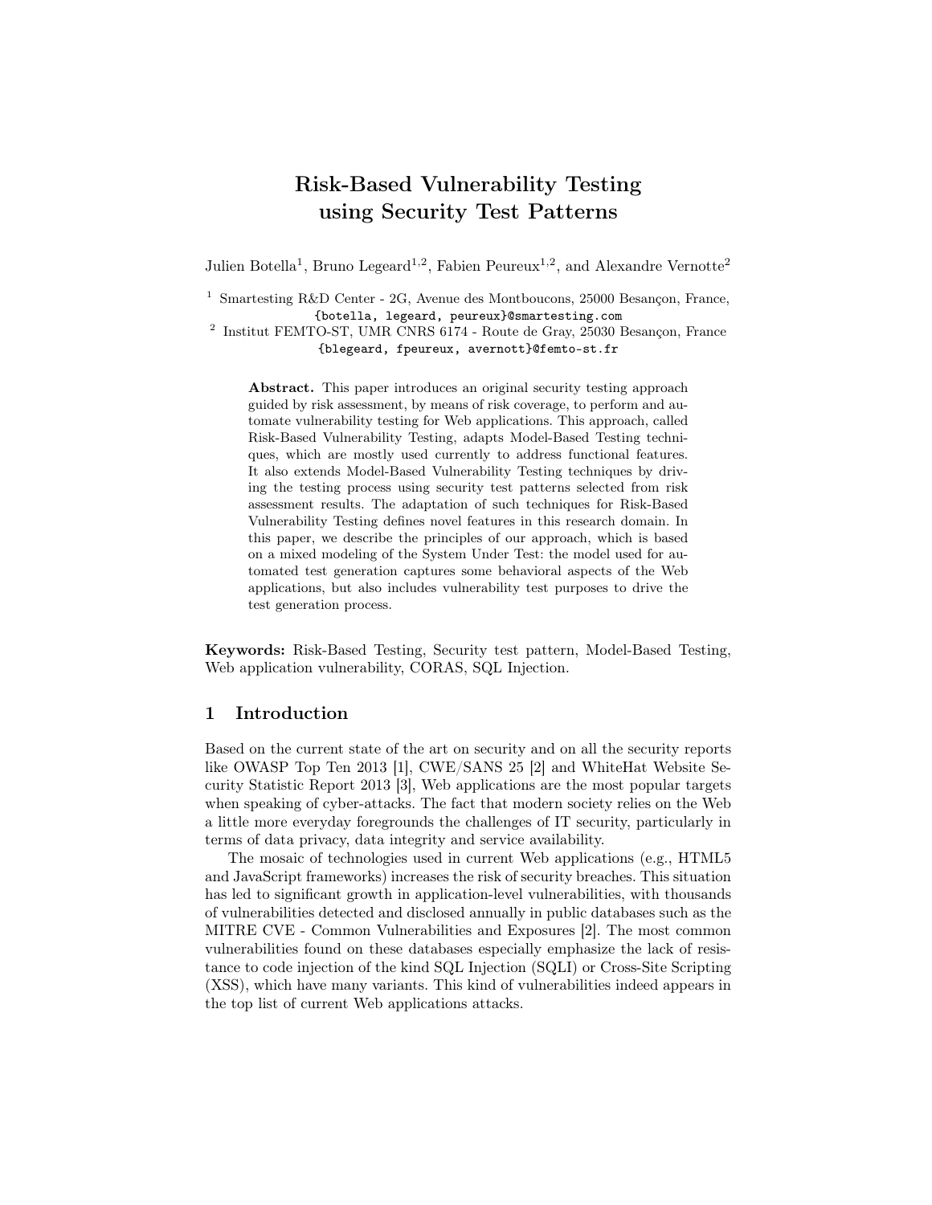# Risk-Based Vulnerability Testing using Security Test Patterns

Julien Botella[1], Bruno Legeard[1,2], Fabien Peureux[1,2], and Alexandre Vernotte[2]

[1] Smartesting R&D Center - 2G, Avenue des Montboucons, 25000 Besançon, France, {botella, legeard, peureux}@smartesting.com

[2] Institut FEMTO-ST, UMR CNRS 6174 - Route de Gray, 25030 Besançon, France {blegeard, fpeureux, avernott}@femto-st.fr

**Abstract.** This paper introduces an original security testing approach guided by risk assessment, by means of risk coverage, to perform and automate vulnerability testing for Web applications. This approach, called Risk-Based Vulnerability Testing, adapts Model-Based Testing techniques, which are mostly used currently to address functional features. It also extends Model-Based Vulnerability Testing techniques by driving the testing process using security test patterns selected from risk assessment results. The adaptation of such techniques for Risk-Based Vulnerability Testing defines novel features in this research domain. In this paper, we describe the principles of our approach, which is based on a mixed modeling of the System Under Test: the model used for automated test generation captures some behavioral aspects of the Web applications, but also includes vulnerability test purposes to drive the test generation process.

**Keywords:** Risk-Based Testing, Security test pattern, Model-Based Testing, Web application vulnerability, CORAS, SQL Injection.

## 1 Introduction

Based on the current state of the art on security and on all the security reports like OWASP Top Ten 2013 [1], CWE/SANS 25 [2] and WhiteHat Website Security Statistic Report 2013 [3], Web applications are the most popular targets when speaking of cyber-attacks. The fact that modern society relies on the Web a little more everyday foregrounds the challenges of IT security, particularly in terms of data privacy, data integrity and service availability.

The mosaic of technologies used in current Web applications (e.g., HTML5 and JavaScript frameworks) increases the risk of security breaches. This situation has led to significant growth in application-level vulnerabilities, with thousands of vulnerabilities detected and disclosed annually in public databases such as the MITRE CVE - Common Vulnerabilities and Exposures [2]. The most common vulnerabilities found on these databases especially emphasize the lack of resistance to code injection of the kind SQL Injection (SQLI) or Cross-Site Scripting (XSS), which have many variants. This kind of vulnerabilities indeed appears in the top list of current Web applications attacks.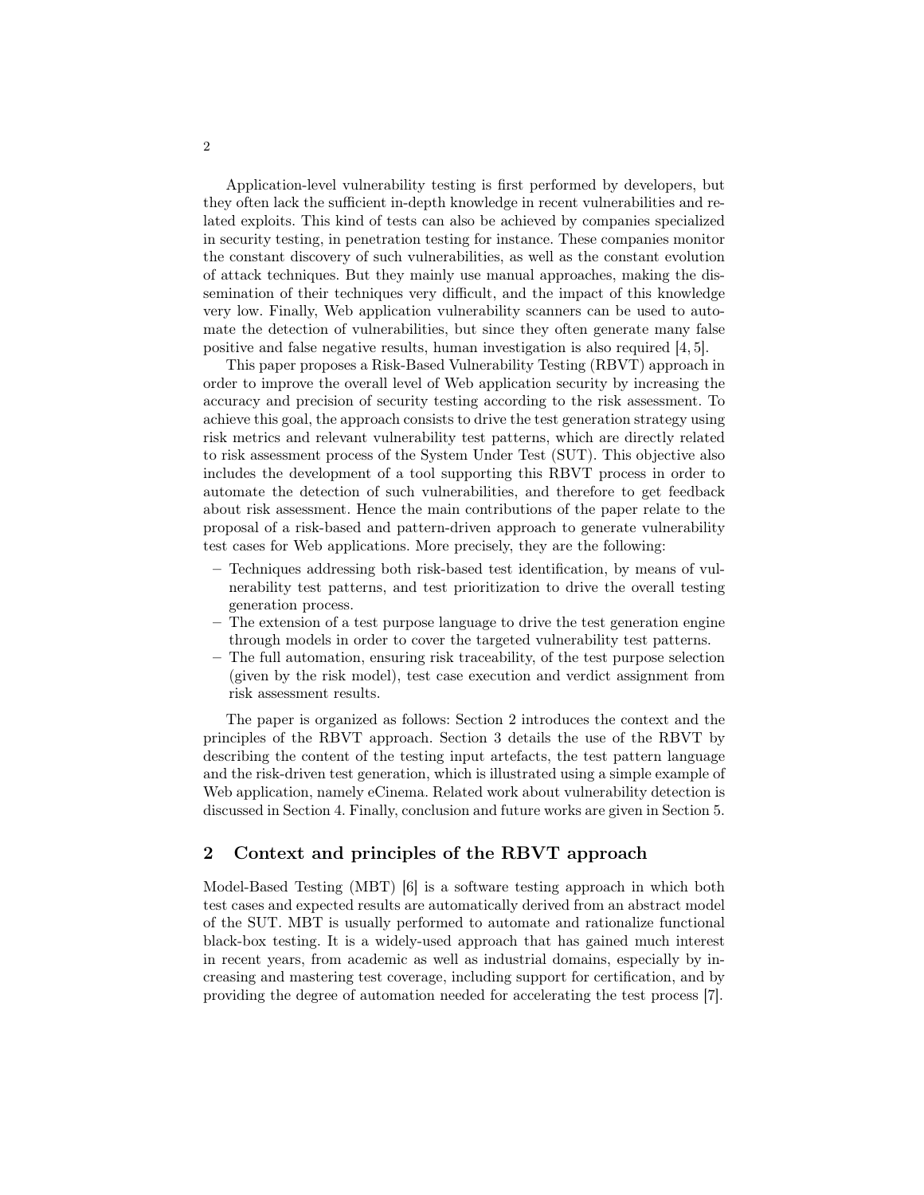Application-level vulnerability testing is first performed by developers, but they often lack the sufficient in-depth knowledge in recent vulnerabilities and related exploits. This kind of tests can also be achieved by companies specialized in security testing, in penetration testing for instance. These companies monitor the constant discovery of such vulnerabilities, as well as the constant evolution of attack techniques. But they mainly use manual approaches, making the dissemination of their techniques very difficult, and the impact of this knowledge very low. Finally, Web application vulnerability scanners can be used to automate the detection of vulnerabilities, but since they often generate many false positive and false negative results, human investigation is also required [4, 5].

This paper proposes a Risk-Based Vulnerability Testing (RBVT) approach in order to improve the overall level of Web application security by increasing the accuracy and precision of security testing according to the risk assessment. To achieve this goal, the approach consists to drive the test generation strategy using risk metrics and relevant vulnerability test patterns, which are directly related to risk assessment process of the System Under Test (SUT). This objective also includes the development of a tool supporting this RBVT process in order to automate the detection of such vulnerabilities, and therefore to get feedback about risk assessment. Hence the main contributions of the paper relate to the proposal of a risk-based and pattern-driven approach to generate vulnerability test cases for Web applications. More precisely, they are the following:

- Techniques addressing both risk-based test identification, by means of vulnerability test patterns, and test prioritization to drive the overall testing generation process.
- The extension of a test purpose language to drive the test generation engine through models in order to cover the targeted vulnerability test patterns.
- The full automation, ensuring risk traceability, of the test purpose selection (given by the risk model), test case execution and verdict assignment from risk assessment results.

The paper is organized as follows: Section 2 introduces the context and the principles of the RBVT approach. Section 3 details the use of the RBVT by describing the content of the testing input artefacts, the test pattern language and the risk-driven test generation, which is illustrated using a simple example of Web application, namely eCinema. Related work about vulnerability detection is discussed in Section 4. Finally, conclusion and future works are given in Section 5.

## 2 Context and principles of the RBVT approach

Model-Based Testing (MBT) [6] is a software testing approach in which both test cases and expected results are automatically derived from an abstract model of the SUT. MBT is usually performed to automate and rationalize functional black-box testing. It is a widely-used approach that has gained much interest in recent years, from academic as well as industrial domains, especially by increasing and mastering test coverage, including support for certification, and by providing the degree of automation needed for accelerating the test process [7].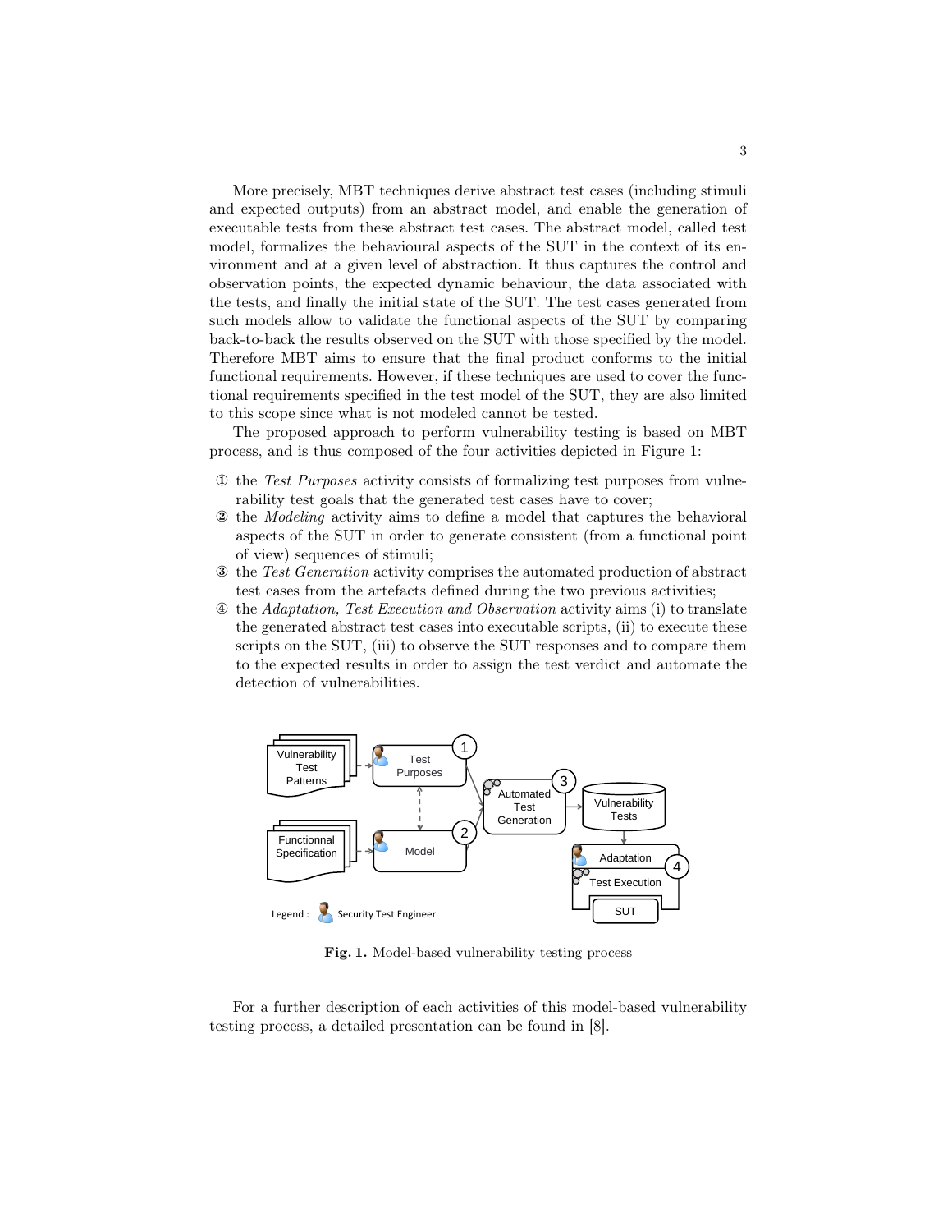More precisely, MBT techniques derive abstract test cases (including stimuli and expected outputs) from an abstract model, and enable the generation of executable tests from these abstract test cases. The abstract model, called test model, formalizes the behavioural aspects of the SUT in the context of its environment and at a given level of abstraction. It thus captures the control and observation points, the expected dynamic behaviour, the data associated with the tests, and finally the initial state of the SUT. The test cases generated from such models allow to validate the functional aspects of the SUT by comparing back-to-back the results observed on the SUT with those specified by the model. Therefore MBT aims to ensure that the final product conforms to the initial functional requirements. However, if these techniques are used to cover the functional requirements specified in the test model of the SUT, they are also limited to this scope since what is not modeled cannot be tested.

The proposed approach to perform vulnerability testing is based on MBT process, and is thus composed of the four activities depicted in Figure 1:

① the *Test Purposes* activity consists of formalizing test purposes from vulnerability test goals that the generated test cases have to cover;

② the *Modeling* activity aims to define a model that captures the behavioral aspects of the SUT in order to generate consistent (from a functional point of view) sequences of stimuli;

③ the *Test Generation* activity comprises the automated production of abstract test cases from the artefacts defined during the two previous activities;

④ the *Adaptation, Test Execution and Observation* activity aims (i) to translate the generated abstract test cases into executable scripts, (ii) to execute these scripts on the SUT, (iii) to observe the SUT responses and to compare them to the expected results in order to assign the test verdict and automate the detection of vulnerabilities.

**Fig. 1.** Model-based vulnerability testing process

For a further description of each activities of this model-based vulnerability testing process, a detailed presentation can be found in [8].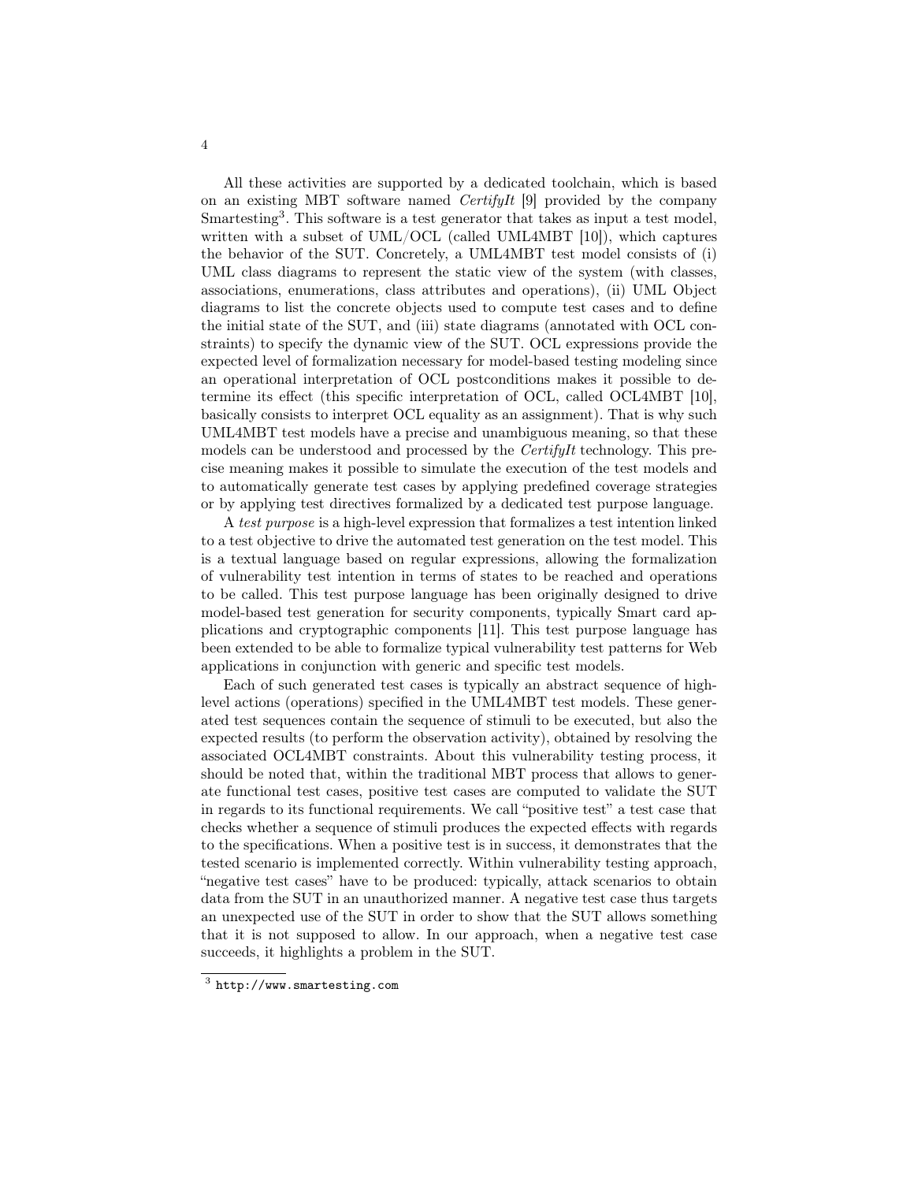All these activities are supported by a dedicated toolchain, which is based on an existing MBT software named *CertifyIt* [9] provided by the company Smartesting[3]. This software is a test generator that takes as input a test model, written with a subset of UML/OCL (called UML4MBT [10]), which captures the behavior of the SUT. Concretely, a UML4MBT test model consists of (i) UML class diagrams to represent the static view of the system (with classes, associations, enumerations, class attributes and operations), (ii) UML Object diagrams to list the concrete objects used to compute test cases and to define the initial state of the SUT, and (iii) state diagrams (annotated with OCL constraints) to specify the dynamic view of the SUT. OCL expressions provide the expected level of formalization necessary for model-based testing modeling since an operational interpretation of OCL postconditions makes it possible to determine its effect (this specific interpretation of OCL, called OCL4MBT [10], basically consists to interpret OCL equality as an assignment). That is why such UML4MBT test models have a precise and unambiguous meaning, so that these models can be understood and processed by the *CertifyIt* technology. This precise meaning makes it possible to simulate the execution of the test models and to automatically generate test cases by applying predefined coverage strategies or by applying test directives formalized by a dedicated test purpose language.

A *test purpose* is a high-level expression that formalizes a test intention linked to a test objective to drive the automated test generation on the test model. This is a textual language based on regular expressions, allowing the formalization of vulnerability test intention in terms of states to be reached and operations to be called. This test purpose language has been originally designed to drive model-based test generation for security components, typically Smart card applications and cryptographic components [11]. This test purpose language has been extended to be able to formalize typical vulnerability test patterns for Web applications in conjunction with generic and specific test models.

Each of such generated test cases is typically an abstract sequence of high-level actions (operations) specified in the UML4MBT test models. These generated test sequences contain the sequence of stimuli to be executed, but also the expected results (to perform the observation activity), obtained by resolving the associated OCL4MBT constraints. About this vulnerability testing process, it should be noted that, within the traditional MBT process that allows to generate functional test cases, positive test cases are computed to validate the SUT in regards to its functional requirements. We call "positive test" a test case that checks whether a sequence of stimuli produces the expected effects with regards to the specifications. When a positive test is in success, it demonstrates that the tested scenario is implemented correctly. Within vulnerability testing approach, "negative test cases" have to be produced: typically, attack scenarios to obtain data from the SUT in an unauthorized manner. A negative test case thus targets an unexpected use of the SUT in order to show that the SUT allows something that it is not supposed to allow. In our approach, when a negative test case succeeds, it highlights a problem in the SUT.

[3] `http://www.smartesting.com`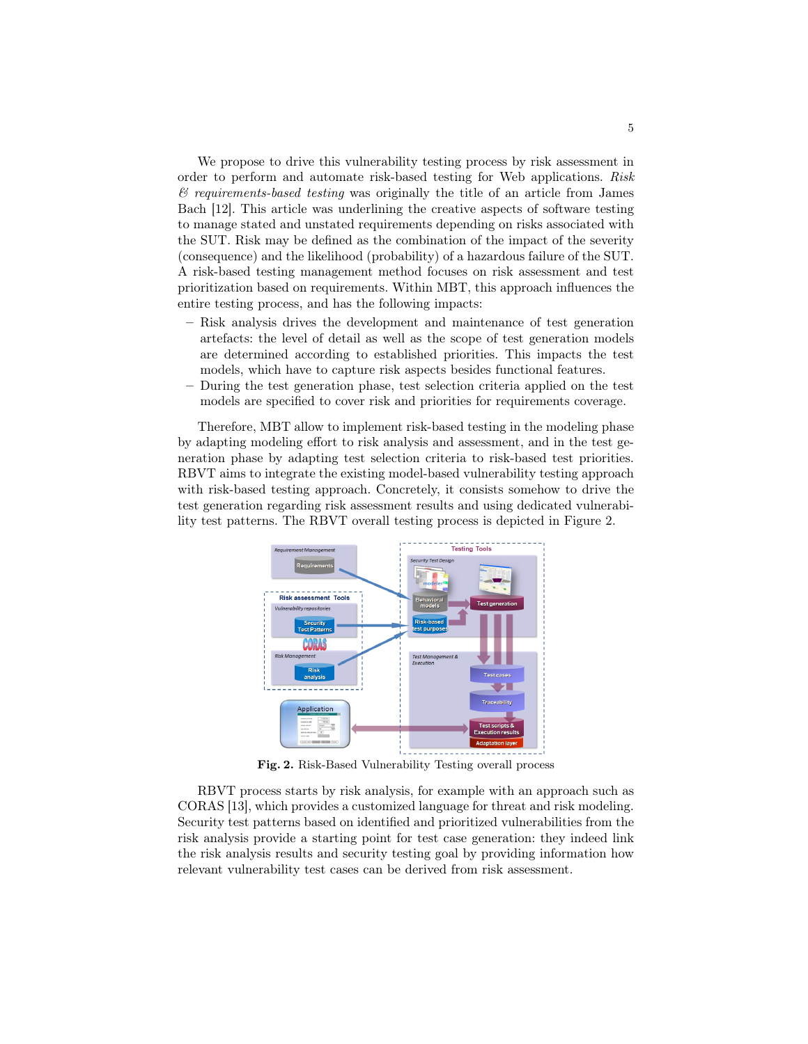We propose to drive this vulnerability testing process by risk assessment in order to perform and automate risk-based testing for Web applications. *Risk & requirements-based testing* was originally the title of an article from James Bach [12]. This article was underlining the creative aspects of software testing to manage stated and unstated requirements depending on risks associated with the SUT. Risk may be defined as the combination of the impact of the severity (consequence) and the likelihood (probability) of a hazardous failure of the SUT. A risk-based testing management method focuses on risk assessment and test prioritization based on requirements. Within MBT, this approach influences the entire testing process, and has the following impacts:

- Risk analysis drives the development and maintenance of test generation artefacts: the level of detail as well as the scope of test generation models are determined according to established priorities. This impacts the test models, which have to capture risk aspects besides functional features.
- During the test generation phase, test selection criteria applied on the test models are specified to cover risk and priorities for requirements coverage.

Therefore, MBT allow to implement risk-based testing in the modeling phase by adapting modeling effort to risk analysis and assessment, and in the test generation phase by adapting test selection criteria to risk-based test priorities. RBVT aims to integrate the existing model-based vulnerability testing approach with risk-based testing approach. Concretely, it consists somehow to drive the test generation regarding risk assessment results and using dedicated vulnerability test patterns. The RBVT overall testing process is depicted in Figure 2.

Requirement Management

Requirements

Risk assessment Tools

Vulnerability repositories

Security Test Patterns

CORAS

Risk Management

Risk analysis

Application

Testing Tools

Security Test Design

models

Behavioral models

Risk-based test purposes

Test generation

Test Management & Execution

Test cases

Traceability

Test scripts & Execution results

Adaptation layer

**Fig. 2.** Risk-Based Vulnerability Testing overall process

RBVT process starts by risk analysis, for example with an approach such as CORAS [13], which provides a customized language for threat and risk modeling. Security test patterns based on identified and prioritized vulnerabilities from the risk analysis provide a starting point for test case generation: they indeed link the risk analysis results and security testing goal by providing information how relevant vulnerability test cases can be derived from risk assessment.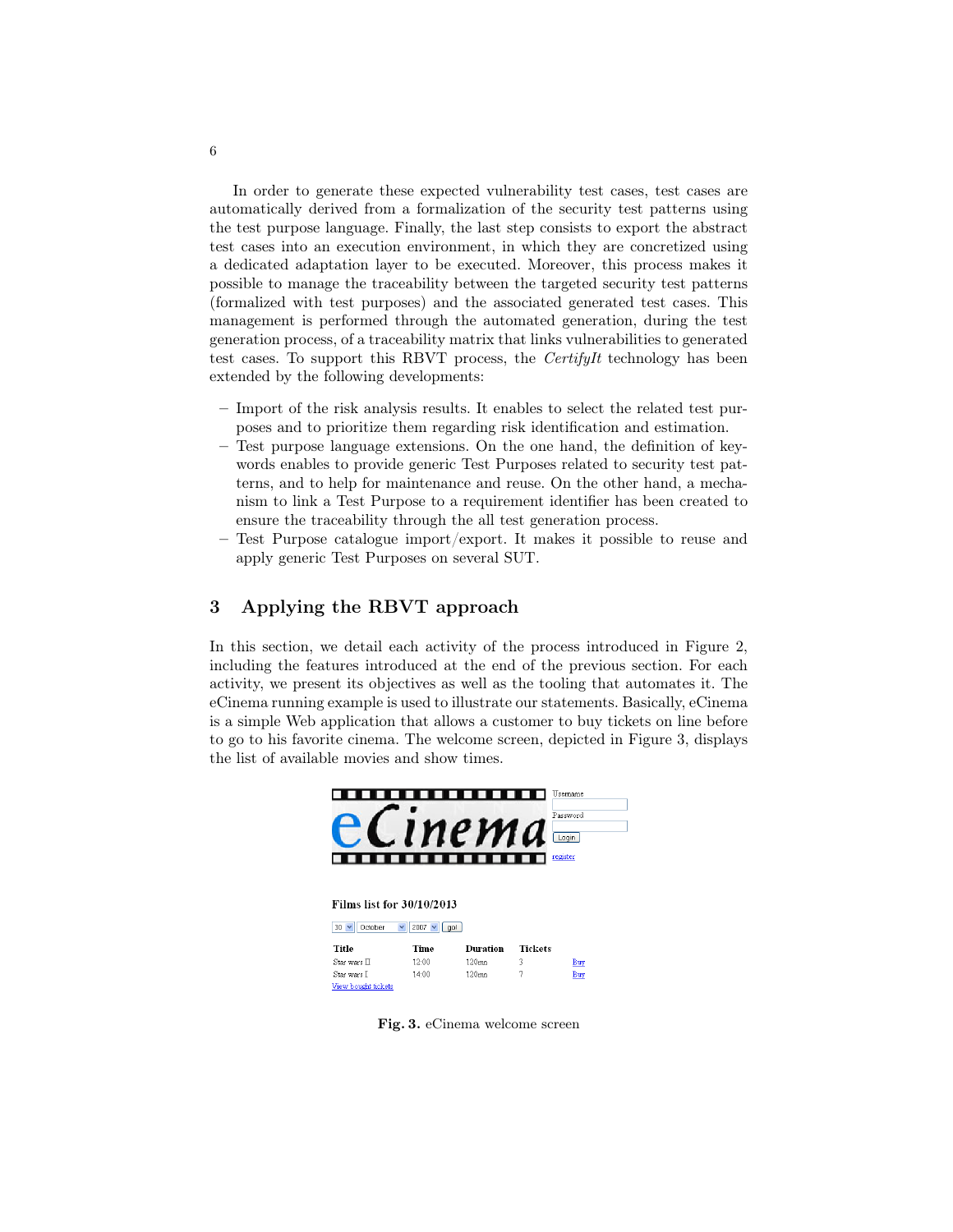In order to generate these expected vulnerability test cases, test cases are automatically derived from a formalization of the security test patterns using the test purpose language. Finally, the last step consists to export the abstract test cases into an execution environment, in which they are concretized using a dedicated adaptation layer to be executed. Moreover, this process makes it possible to manage the traceability between the targeted security test patterns (formalized with test purposes) and the associated generated test cases. This management is performed through the automated generation, during the test generation process, of a traceability matrix that links vulnerabilities to generated test cases. To support this RBVT process, the *CertifyIt* technology has been extended by the following developments:

– Import of the risk analysis results. It enables to select the related test purposes and to prioritize them regarding risk identification and estimation.
– Test purpose language extensions. On the one hand, the definition of keywords enables to provide generic Test Purposes related to security test patterns, and to help for maintenance and reuse. On the other hand, a mechanism to link a Test Purpose to a requirement identifier has been created to ensure the traceability through the all test generation process.
– Test Purpose catalogue import/export. It makes it possible to reuse and apply generic Test Purposes on several SUT.

## 3 Applying the RBVT approach

In this section, we detail each activity of the process introduced in Figure 2, including the features introduced at the end of the previous section. For each activity, we present its objectives as well as the tooling that automates it. The eCinema running example is used to illustrate our statements. Basically, eCinema is a simple Web application that allows a customer to buy tickets on line before to go to his favorite cinema. The welcome screen, depicted in Figure 3, displays the list of available movies and show times.

**Fig. 3.** eCinema welcome screen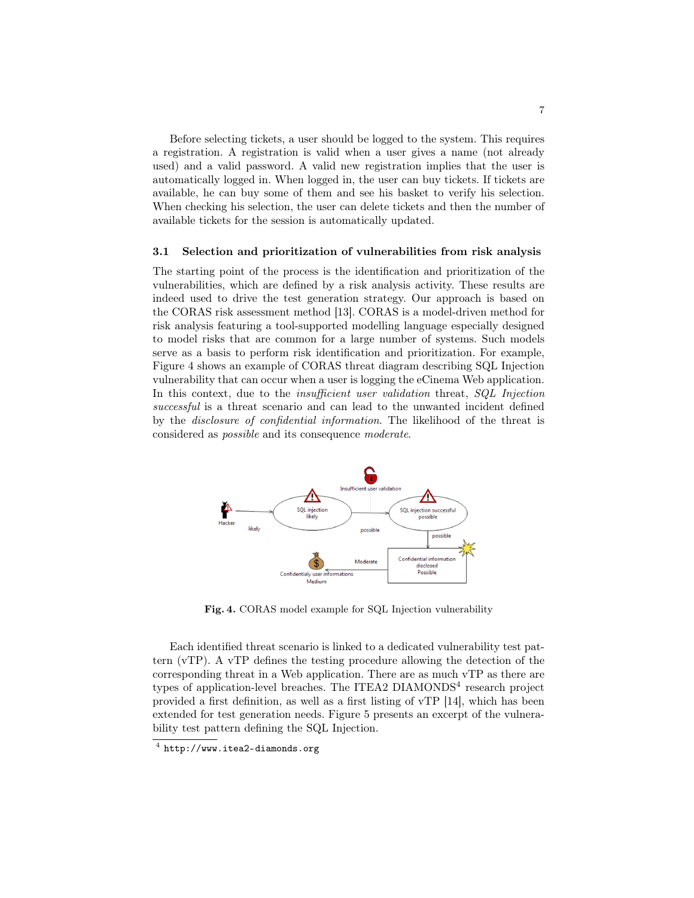Before selecting tickets, a user should be logged to the system. This requires a registration. A registration is valid when a user gives a name (not already used) and a valid password. A valid new registration implies that the user is automatically logged in. When logged in, the user can buy tickets. If tickets are available, he can buy some of them and see his basket to verify his selection. When checking his selection, the user can delete tickets and then the number of available tickets for the session is automatically updated.

### 3.1 Selection and prioritization of vulnerabilities from risk analysis

The starting point of the process is the identification and prioritization of the vulnerabilities, which are defined by a risk analysis activity. These results are indeed used to drive the test generation strategy. Our approach is based on the CORAS risk assessment method [13]. CORAS is a model-driven method for risk analysis featuring a tool-supported modelling language especially designed to model risks that are common for a large number of systems. Such models serve as a basis to perform risk identification and prioritization. For example, Figure 4 shows an example of CORAS threat diagram describing SQL Injection vulnerability that can occur when a user is logging the eCinema Web application. In this context, due to the *insufficient user validation* threat, *SQL Injection successful* is a threat scenario and can lead to the unwanted incident defined by the *disclosure of confidential information*. The likelihood of the threat is considered as *possible* and its consequence *moderate*.

Insufficient user validation

Hacker

likely

SQL injection
likely

possible

SQL injection successful
possible

possible

Confidential information disclosed
Possible

Moderate

Confidentialy user informations
Medium

**Fig. 4.** CORAS model example for SQL Injection vulnerability

Each identified threat scenario is linked to a dedicated vulnerability test pattern (vTP). A vTP defines the testing procedure allowing the detection of the corresponding threat in a Web application. There are as much vTP as there are types of application-level breaches. The ITEA2 DIAMONDS[4] research project provided a first definition, as well as a first listing of vTP [14], which has been extended for test generation needs. Figure 5 presents an excerpt of the vulnerability test pattern defining the SQL Injection.

[4] http://www.itea2-diamonds.org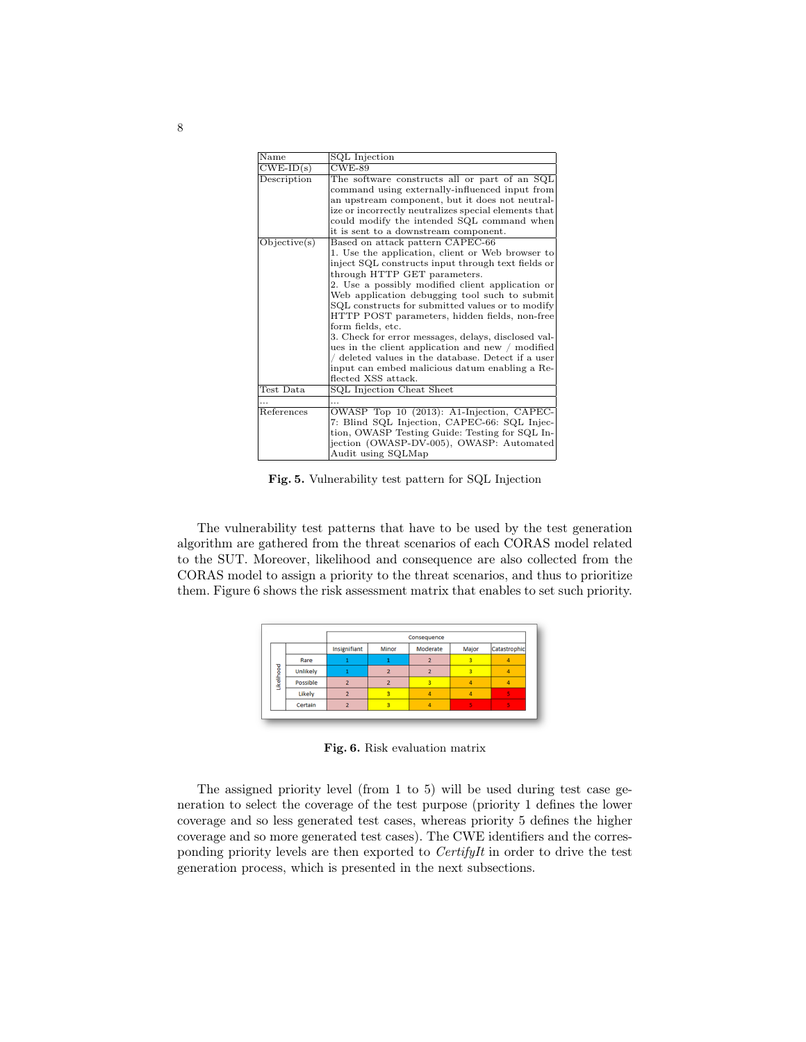| Name | SQL Injection |
|---|---|
| CWE-ID(s) | CWE-89 |
| Description | The software constructs all or part of an SQL command using externally-influenced input from an upstream component, but it does not neutralize or incorrectly neutralizes special elements that could modify the intended SQL command when it is sent to a downstream component. |
| Objective(s) | Based on attack pattern CAPEC-66<br>1. Use the application, client or Web browser to inject SQL constructs input through text fields or through HTTP GET parameters.<br>2. Use a possibly modified client application or Web application debugging tool such to submit SQL constructs for submitted values or to modify HTTP POST parameters, hidden fields, non-free form fields, etc.<br>3. Check for error messages, delays, disclosed values in the client application and new / modified / deleted values in the database. Detect if a user input can embed malicious datum enabling a Reflected XSS attack. |
| Test Data | SQL Injection Cheat Sheet |
| ... | ... |
| References | OWASP Top 10 (2013): A1-Injection, CAPEC-7: Blind SQL Injection, CAPEC-66: SQL Injection, OWASP Testing Guide: Testing for SQL Injection (OWASP-DV-005), OWASP: Automated Audit using SQLMap |

**Fig. 5.** Vulnerability test pattern for SQL Injection

The vulnerability test patterns that have to be used by the test generation algorithm are gathered from the threat scenarios of each CORAS model related to the SUT. Moreover, likelihood and consequence are also collected from the CORAS model to assign a priority to the threat scenarios, and thus to prioritize them. Figure 6 shows the risk assessment matrix that enables to set such priority.

| Likelihood | Consequence: Insignifiant | Minor | Moderate | Major | Catastrophic |
|---|---|---|---|---|---|
| Rare | 1 | 1 | 2 | 3 | 4 |
| Unlikely | 1 | 2 | 2 | 3 | 4 |
| Possible | 2 | 2 | 3 | 4 | 4 |
| Likely | 2 | 3 | 4 | 4 | 5 |
| Certain | 2 | 3 | 4 | 5 | 5 |

**Fig. 6.** Risk evaluation matrix

The assigned priority level (from 1 to 5) will be used during test case generation to select the coverage of the test purpose (priority 1 defines the lower coverage and so less generated test cases, whereas priority 5 defines the higher coverage and so more generated test cases). The CWE identifiers and the corresponding priority levels are then exported to *CertifyIt* in order to drive the test generation process, which is presented in the next subsections.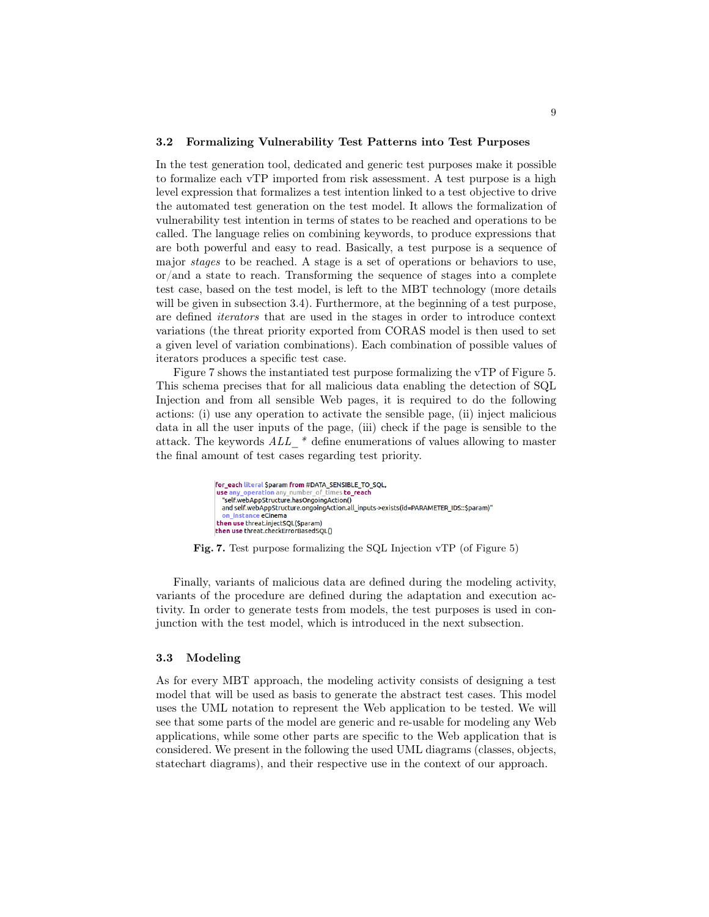### 3.2 Formalizing Vulnerability Test Patterns into Test Purposes

In the test generation tool, dedicated and generic test purposes make it possible to formalize each vTP imported from risk assessment. A test purpose is a high level expression that formalizes a test intention linked to a test objective to drive the automated test generation on the test model. It allows the formalization of vulnerability test intention in terms of states to be reached and operations to be called. The language relies on combining keywords, to produce expressions that are both powerful and easy to read. Basically, a test purpose is a sequence of major *stages* to be reached. A stage is a set of operations or behaviors to use, or/and a state to reach. Transforming the sequence of stages into a complete test case, based on the test model, is left to the MBT technology (more details will be given in subsection 3.4). Furthermore, at the beginning of a test purpose, are defined *iterators* that are used in the stages in order to introduce context variations (the threat priority exported from CORAS model is then used to set a given level of variation combinations). Each combination of possible values of iterators produces a specific test case.

Figure 7 shows the instantiated test purpose formalizing the vTP of Figure 5. This schema precises that for all malicious data enabling the detection of SQL Injection and from all sensible Web pages, it is required to do the following actions: (i) use any operation to activate the sensible page, (ii) inject malicious data in all the user inputs of the page, (iii) check if the page is sensible to the attack. The keywords *ALL_\** define enumerations of values allowing to master the final amount of test cases regarding test priority.

```
for_each literal $param from #DATA_SENSIBLE_TO_SQL,
 use any_operation any_number_of_times to_reach
   "self.webAppStructure.hasOngoingAction()
   and self.webAppStructure.ongoingAction.all_inputs->exists(id=PARAMETER_IDS::$param)"
   on_instance eCinema
 then use threat.injectSQL($param)
then use threat.checkErrorBasedSQL()
```

**Fig. 7.** Test purpose formalizing the SQL Injection vTP (of Figure 5)

Finally, variants of malicious data are defined during the modeling activity, variants of the procedure are defined during the adaptation and execution activity. In order to generate tests from models, the test purposes is used in conjunction with the test model, which is introduced in the next subsection.

### 3.3 Modeling

As for every MBT approach, the modeling activity consists of designing a test model that will be used as basis to generate the abstract test cases. This model uses the UML notation to represent the Web application to be tested. We will see that some parts of the model are generic and re-usable for modeling any Web applications, while some other parts are specific to the Web application that is considered. We present in the following the used UML diagrams (classes, objects, statechart diagrams), and their respective use in the context of our approach.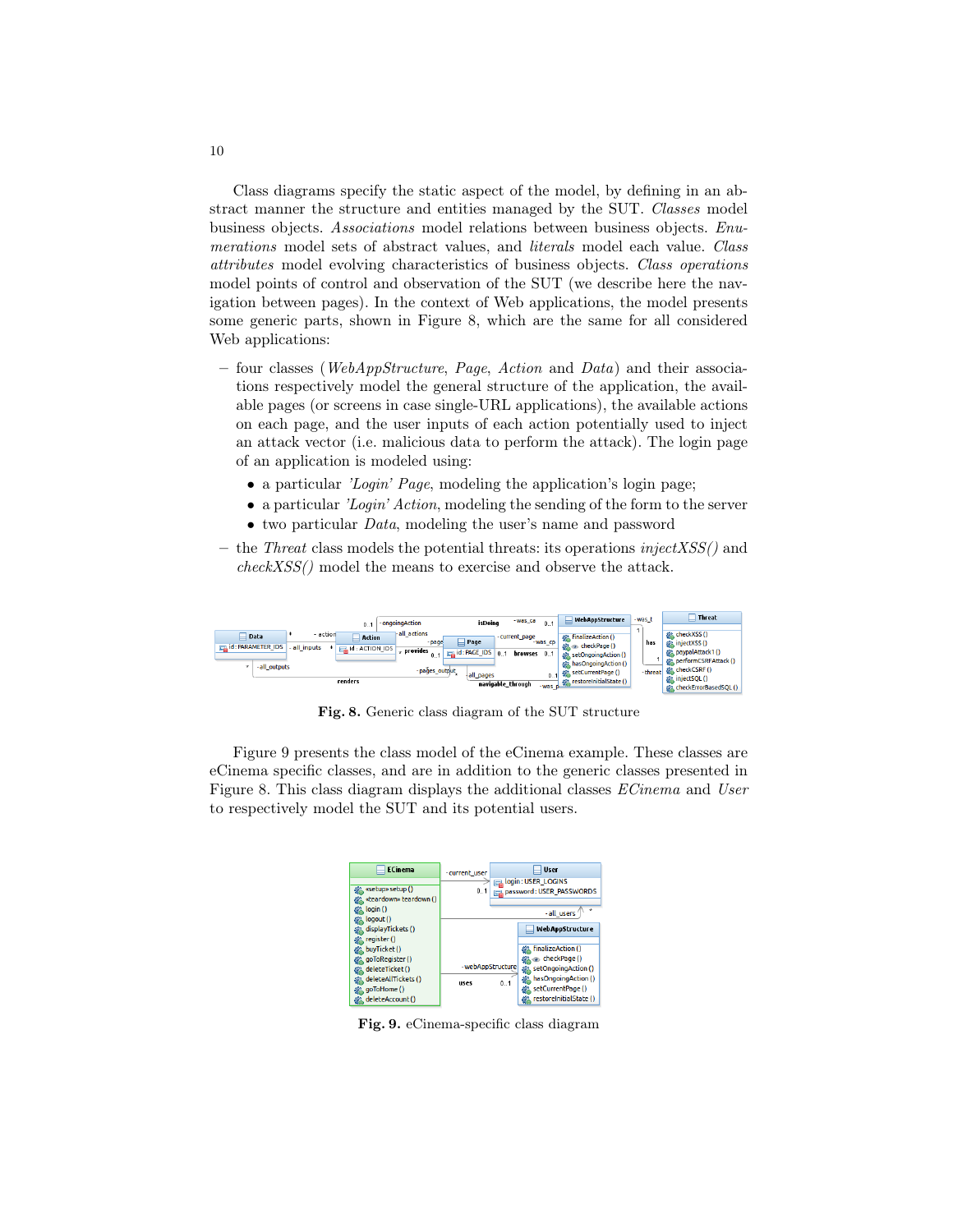Class diagrams specify the static aspect of the model, by defining in an abstract manner the structure and entities managed by the SUT. *Classes* model business objects. *Associations* model relations between business objects. *Enumerations* model sets of abstract values, and *literals* model each value. *Class attributes* model evolving characteristics of business objects. *Class operations* model points of control and observation of the SUT (we describe here the navigation between pages). In the context of Web applications, the model presents some generic parts, shown in Figure 8, which are the same for all considered Web applications:

- four classes (*WebAppStructure*, *Page*, *Action* and *Data*) and their associations respectively model the general structure of the application, the available pages (or screens in case single-URL applications), the available actions on each page, and the user inputs of each action potentially used to inject an attack vector (i.e. malicious data to perform the attack). The login page of an application is modeled using:
  - a particular *'Login' Page*, modeling the application's login page;
  - a particular *'Login' Action*, modeling the sending of the form to the server
  - two particular *Data*, modeling the user's name and password
- the *Threat* class models the potential threats: its operations *injectXSS()* and *checkXSS()* model the means to exercise and observe the attack.

**Fig. 8.** Generic class diagram of the SUT structure

Figure 9 presents the class model of the eCinema example. These classes are eCinema specific classes, and are in addition to the generic classes presented in Figure 8. This class diagram displays the additional classes *ECinema* and *User* to respectively model the SUT and its potential users.

**Fig. 9.** eCinema-specific class diagram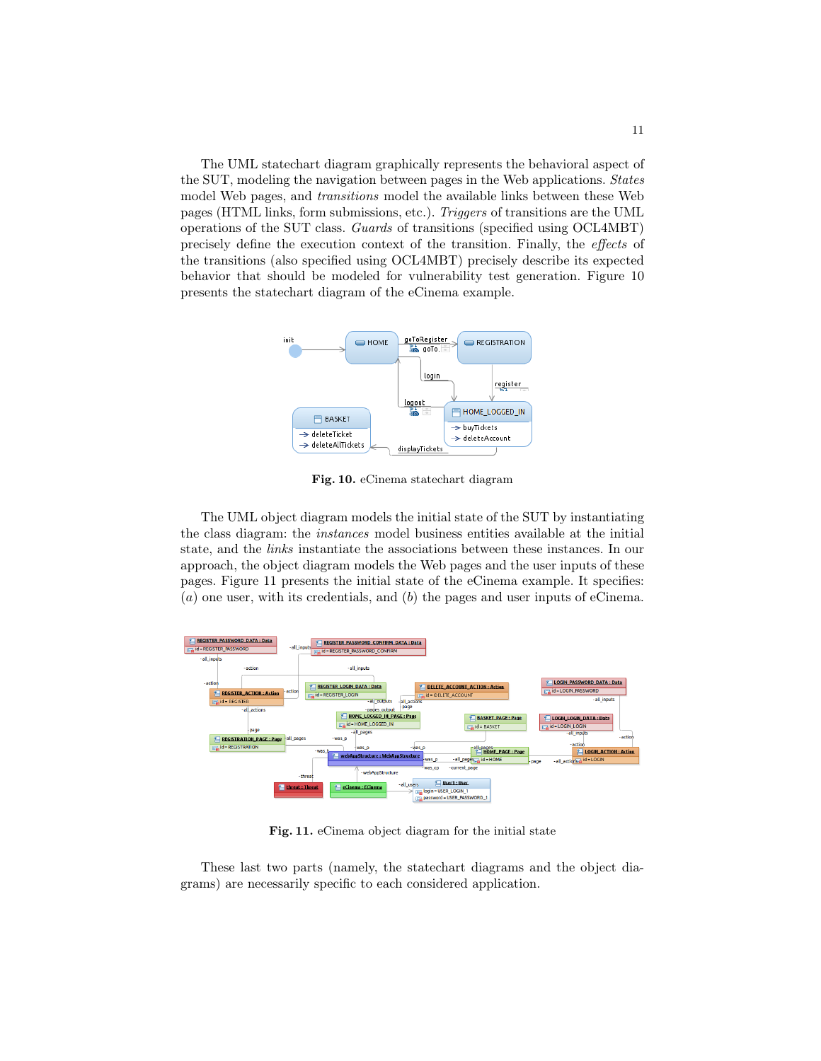The UML statechart diagram graphically represents the behavioral aspect of the SUT, modeling the navigation between pages in the Web applications. *States* model Web pages, and *transitions* model the available links between these Web pages (HTML links, form submissions, etc.). *Triggers* of transitions are the UML operations of the SUT class. *Guards* of transitions (specified using OCL4MBT) precisely define the execution context of the transition. Finally, the *effects* of the transitions (also specified using OCL4MBT) precisely describe its expected behavior that should be modeled for vulnerability test generation. Figure 10 presents the statechart diagram of the eCinema example.

**Fig. 10.** eCinema statechart diagram

The UML object diagram models the initial state of the SUT by instantiating the class diagram: the *instances* model business entities available at the initial state, and the *links* instantiate the associations between these instances. In our approach, the object diagram models the Web pages and the user inputs of these pages. Figure 11 presents the initial state of the eCinema example. It specifies: (*a*) one user, with its credentials, and (*b*) the pages and user inputs of eCinema.

**Fig. 11.** eCinema object diagram for the initial state

These last two parts (namely, the statechart diagrams and the object diagrams) are necessarily specific to each considered application.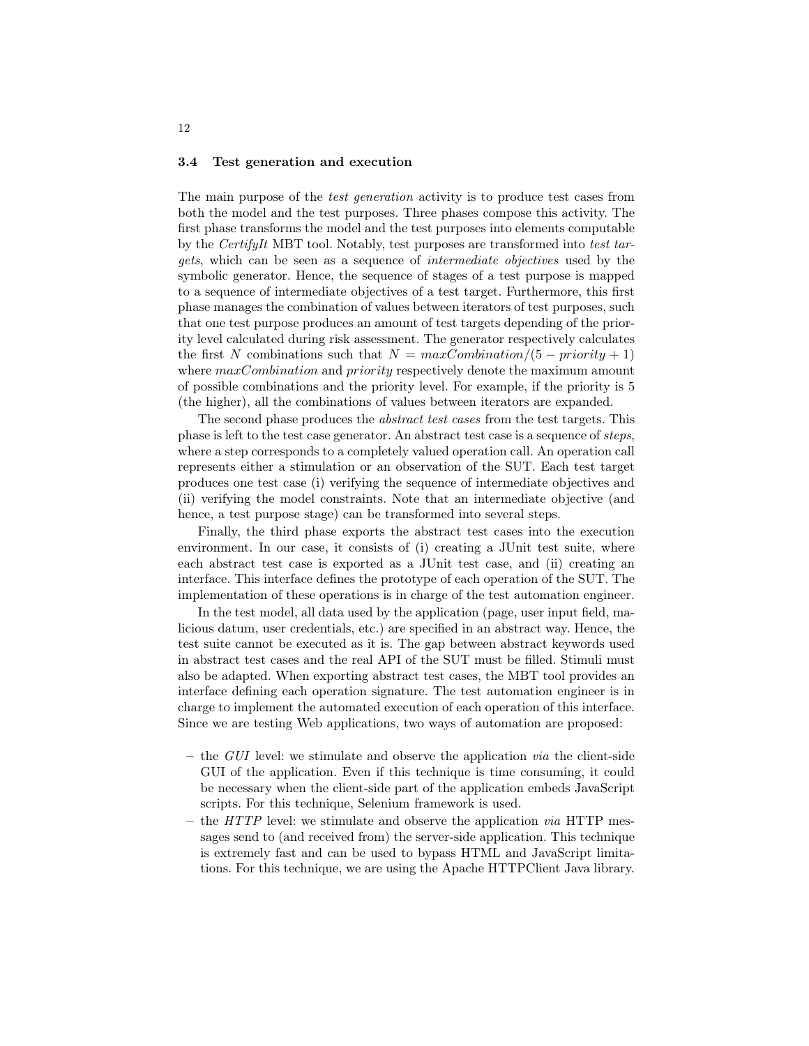### 3.4 Test generation and execution

The main purpose of the *test generation* activity is to produce test cases from both the model and the test purposes. Three phases compose this activity. The first phase transforms the model and the test purposes into elements computable by the *CertifyIt* MBT tool. Notably, test purposes are transformed into *test targets*, which can be seen as a sequence of *intermediate objectives* used by the symbolic generator. Hence, the sequence of stages of a test purpose is mapped to a sequence of intermediate objectives of a test target. Furthermore, this first phase manages the combination of values between iterators of test purposes, such that one test purpose produces an amount of test targets depending of the priority level calculated during risk assessment. The generator respectively calculates the first $N$ combinations such that $N = maxCombination/(5 - priority + 1)$ where $maxCombination$ and $priority$ respectively denote the maximum amount of possible combinations and the priority level. For example, if the priority is 5 (the higher), all the combinations of values between iterators are expanded.

The second phase produces the *abstract test cases* from the test targets. This phase is left to the test case generator. An abstract test case is a sequence of *steps*, where a step corresponds to a completely valued operation call. An operation call represents either a stimulation or an observation of the SUT. Each test target produces one test case (i) verifying the sequence of intermediate objectives and (ii) verifying the model constraints. Note that an intermediate objective (and hence, a test purpose stage) can be transformed into several steps.

Finally, the third phase exports the abstract test cases into the execution environment. In our case, it consists of (i) creating a JUnit test suite, where each abstract test case is exported as a JUnit test case, and (ii) creating an interface. This interface defines the prototype of each operation of the SUT. The implementation of these operations is in charge of the test automation engineer.

In the test model, all data used by the application (page, user input field, malicious datum, user credentials, etc.) are specified in an abstract way. Hence, the test suite cannot be executed as it is. The gap between abstract keywords used in abstract test cases and the real API of the SUT must be filled. Stimuli must also be adapted. When exporting abstract test cases, the MBT tool provides an interface defining each operation signature. The test automation engineer is in charge to implement the automated execution of each operation of this interface. Since we are testing Web applications, two ways of automation are proposed:

- the *GUI* level: we stimulate and observe the application *via* the client-side GUI of the application. Even if this technique is time consuming, it could be necessary when the client-side part of the application embeds JavaScript scripts. For this technique, Selenium framework is used.
- the *HTTP* level: we stimulate and observe the application *via* HTTP messages send to (and received from) the server-side application. This technique is extremely fast and can be used to bypass HTML and JavaScript limitations. For this technique, we are using the Apache HTTPClient Java library.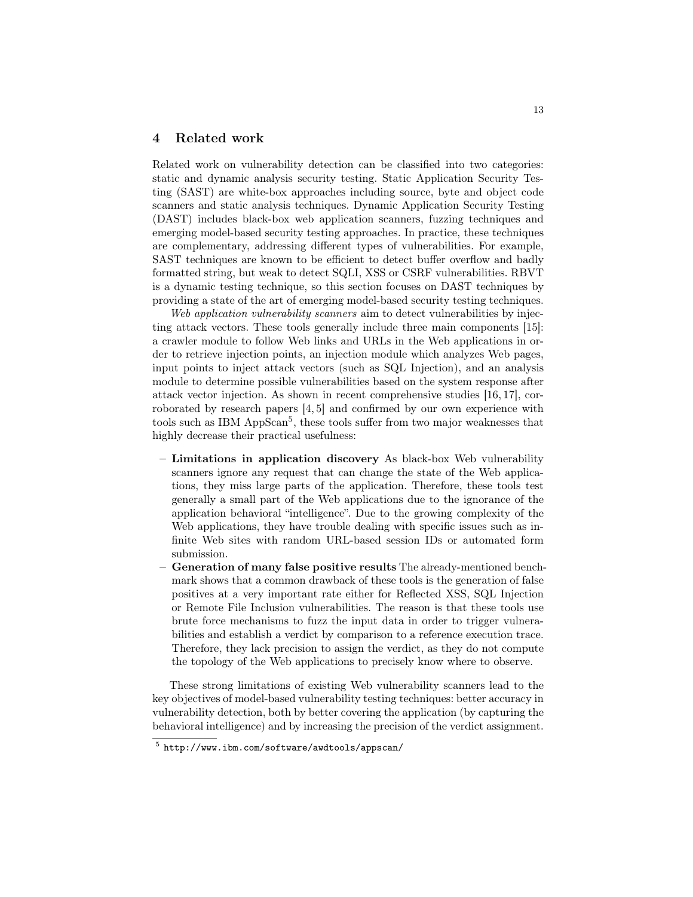## 4 Related work

Related work on vulnerability detection can be classified into two categories: static and dynamic analysis security testing. Static Application Security Testing (SAST) are white-box approaches including source, byte and object code scanners and static analysis techniques. Dynamic Application Security Testing (DAST) includes black-box web application scanners, fuzzing techniques and emerging model-based security testing approaches. In practice, these techniques are complementary, addressing different types of vulnerabilities. For example, SAST techniques are known to be efficient to detect buffer overflow and badly formatted string, but weak to detect SQLI, XSS or CSRF vulnerabilities. RBVT is a dynamic testing technique, so this section focuses on DAST techniques by providing a state of the art of emerging model-based security testing techniques.

*Web application vulnerability scanners* aim to detect vulnerabilities by injecting attack vectors. These tools generally include three main components [15]: a crawler module to follow Web links and URLs in the Web applications in order to retrieve injection points, an injection module which analyzes Web pages, input points to inject attack vectors (such as SQL Injection), and an analysis module to determine possible vulnerabilities based on the system response after attack vector injection. As shown in recent comprehensive studies [16, 17], corroborated by research papers [4, 5] and confirmed by our own experience with tools such as IBM AppScan[5], these tools suffer from two major weaknesses that highly decrease their practical usefulness:

- **Limitations in application discovery** As black-box Web vulnerability scanners ignore any request that can change the state of the Web applications, they miss large parts of the application. Therefore, these tools test generally a small part of the Web applications due to the ignorance of the application behavioral "intelligence". Due to the growing complexity of the Web applications, they have trouble dealing with specific issues such as infinite Web sites with random URL-based session IDs or automated form submission.
- **Generation of many false positive results** The already-mentioned benchmark shows that a common drawback of these tools is the generation of false positives at a very important rate either for Reflected XSS, SQL Injection or Remote File Inclusion vulnerabilities. The reason is that these tools use brute force mechanisms to fuzz the input data in order to trigger vulnerabilities and establish a verdict by comparison to a reference execution trace. Therefore, they lack precision to assign the verdict, as they do not compute the topology of the Web applications to precisely know where to observe.

These strong limitations of existing Web vulnerability scanners lead to the key objectives of model-based vulnerability testing techniques: better accuracy in vulnerability detection, both by better covering the application (by capturing the behavioral intelligence) and by increasing the precision of the verdict assignment.

[5] http://www.ibm.com/software/awdtools/appscan/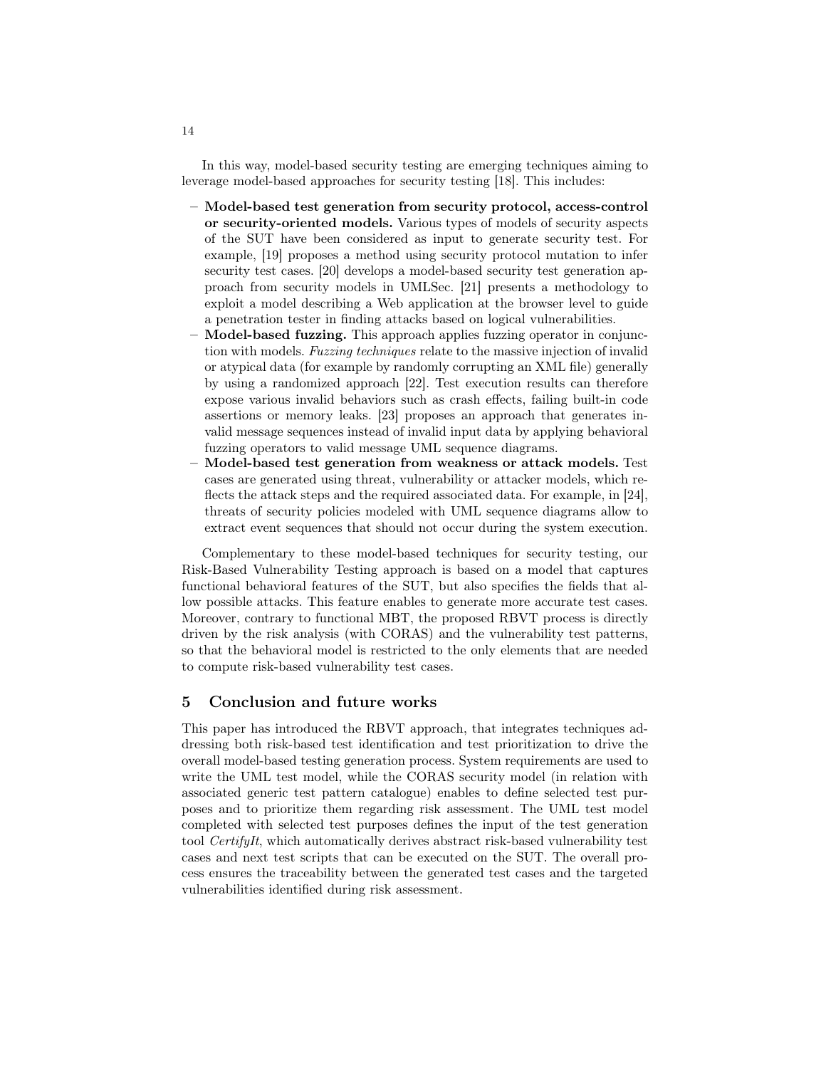In this way, model-based security testing are emerging techniques aiming to leverage model-based approaches for security testing [18]. This includes:

- **Model-based test generation from security protocol, access-control or security-oriented models.** Various types of models of security aspects of the SUT have been considered as input to generate security test. For example, [19] proposes a method using security protocol mutation to infer security test cases. [20] develops a model-based security test generation approach from security models in UMLSec. [21] presents a methodology to exploit a model describing a Web application at the browser level to guide a penetration tester in finding attacks based on logical vulnerabilities.
- **Model-based fuzzing.** This approach applies fuzzing operator in conjunction with models. *Fuzzing techniques* relate to the massive injection of invalid or atypical data (for example by randomly corrupting an XML file) generally by using a randomized approach [22]. Test execution results can therefore expose various invalid behaviors such as crash effects, failing built-in code assertions or memory leaks. [23] proposes an approach that generates invalid message sequences instead of invalid input data by applying behavioral fuzzing operators to valid message UML sequence diagrams.
- **Model-based test generation from weakness or attack models.** Test cases are generated using threat, vulnerability or attacker models, which reflects the attack steps and the required associated data. For example, in [24], threats of security policies modeled with UML sequence diagrams allow to extract event sequences that should not occur during the system execution.

Complementary to these model-based techniques for security testing, our Risk-Based Vulnerability Testing approach is based on a model that captures functional behavioral features of the SUT, but also specifies the fields that allow possible attacks. This feature enables to generate more accurate test cases. Moreover, contrary to functional MBT, the proposed RBVT process is directly driven by the risk analysis (with CORAS) and the vulnerability test patterns, so that the behavioral model is restricted to the only elements that are needed to compute risk-based vulnerability test cases.

## 5 Conclusion and future works

This paper has introduced the RBVT approach, that integrates techniques addressing both risk-based test identification and test prioritization to drive the overall model-based testing generation process. System requirements are used to write the UML test model, while the CORAS security model (in relation with associated generic test pattern catalogue) enables to define selected test purposes and to prioritize them regarding risk assessment. The UML test model completed with selected test purposes defines the input of the test generation tool *CertifyIt*, which automatically derives abstract risk-based vulnerability test cases and next test scripts that can be executed on the SUT. The overall process ensures the traceability between the generated test cases and the targeted vulnerabilities identified during risk assessment.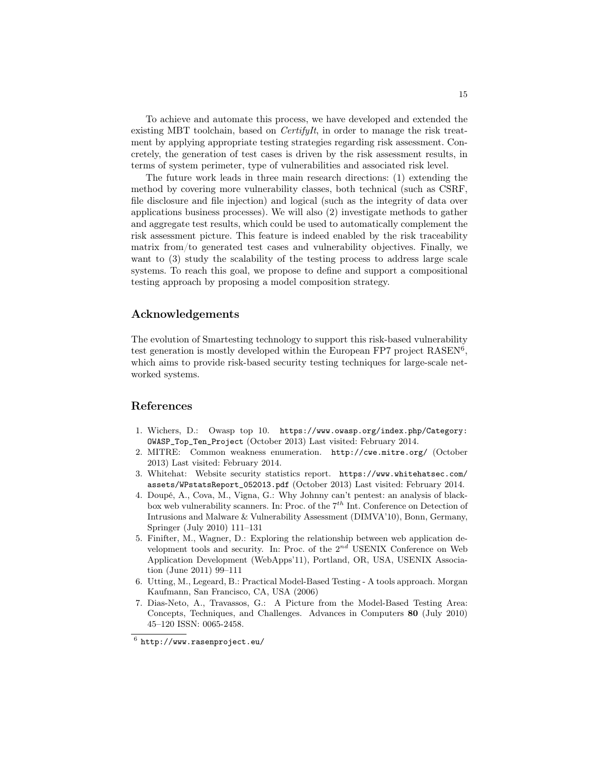To achieve and automate this process, we have developed and extended the existing MBT toolchain, based on *CertifyIt*, in order to manage the risk treatment by applying appropriate testing strategies regarding risk assessment. Concretely, the generation of test cases is driven by the risk assessment results, in terms of system perimeter, type of vulnerabilities and associated risk level.

The future work leads in three main research directions: (1) extending the method by covering more vulnerability classes, both technical (such as CSRF, file disclosure and file injection) and logical (such as the integrity of data over applications business processes). We will also (2) investigate methods to gather and aggregate test results, which could be used to automatically complement the risk assessment picture. This feature is indeed enabled by the risk traceability matrix from/to generated test cases and vulnerability objectives. Finally, we want to (3) study the scalability of the testing process to address large scale systems. To reach this goal, we propose to define and support a compositional testing approach by proposing a model composition strategy.

## Acknowledgements

The evolution of Smartesting technology to support this risk-based vulnerability test generation is mostly developed within the European FP7 project RASEN[6], which aims to provide risk-based security testing techniques for large-scale networked systems.

## References

1. Wichers, D.: Owasp top 10. `https://www.owasp.org/index.php/Category:OWASP_Top_Ten_Project` (October 2013) Last visited: February 2014.
2. MITRE: Common weakness enumeration. `http://cwe.mitre.org/` (October 2013) Last visited: February 2014.
3. Whitehat: Website security statistics report. `https://www.whitehatsec.com/assets/WPstatsReport_052013.pdf` (October 2013) Last visited: February 2014.
4. Doupé, A., Cova, M., Vigna, G.: Why Johnny can't pentest: an analysis of black-box web vulnerability scanners. In: Proc. of the $7^{th}$ Int. Conference on Detection of Intrusions and Malware & Vulnerability Assessment (DIMVA'10), Bonn, Germany, Springer (July 2010) 111–131
5. Finifter, M., Wagner, D.: Exploring the relationship between web application development tools and security. In: Proc. of the $2^{nd}$ USENIX Conference on Web Application Development (WebApps'11), Portland, OR, USA, USENIX Association (June 2011) 99–111
6. Utting, M., Legeard, B.: Practical Model-Based Testing - A tools approach. Morgan Kaufmann, San Francisco, CA, USA (2006)
7. Dias-Neto, A., Travassos, G.: A Picture from the Model-Based Testing Area: Concepts, Techniques, and Challenges. Advances in Computers **80** (July 2010) 45–120 ISSN: 0065-2458.

[6] `http://www.rasenproject.eu/`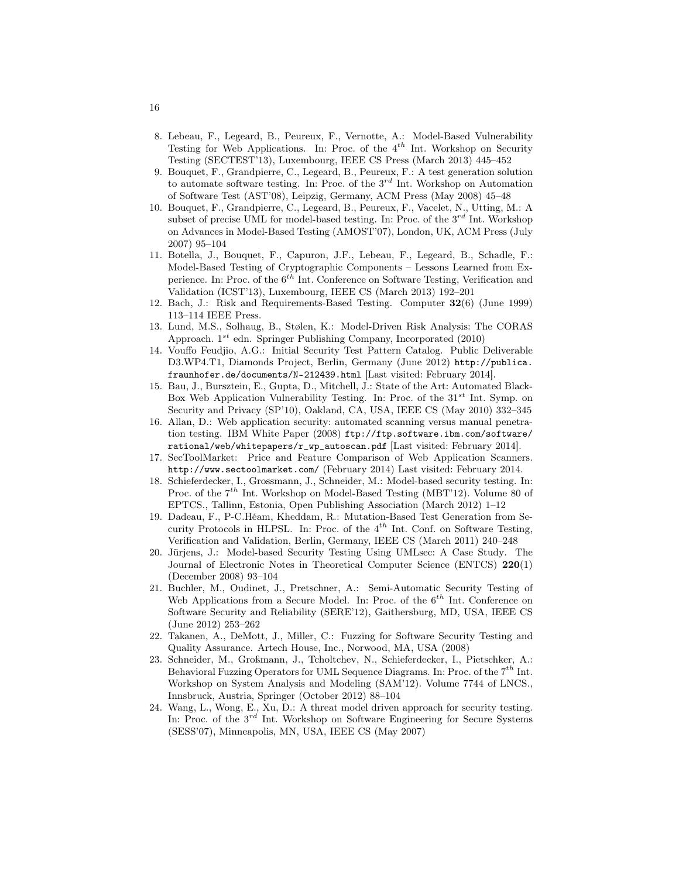8. Lebeau, F., Legeard, B., Peureux, F., Vernotte, A.: Model-Based Vulnerability Testing for Web Applications. In: Proc. of the $4^{th}$ Int. Workshop on Security Testing (SECTEST'13), Luxembourg, IEEE CS Press (March 2013) 445–452
9. Bouquet, F., Grandpierre, C., Legeard, B., Peureux, F.: A test generation solution to automate software testing. In: Proc. of the $3^{rd}$ Int. Workshop on Automation of Software Test (AST'08), Leipzig, Germany, ACM Press (May 2008) 45–48
10. Bouquet, F., Grandpierre, C., Legeard, B., Peureux, F., Vacelet, N., Utting, M.: A subset of precise UML for model-based testing. In: Proc. of the $3^{rd}$ Int. Workshop on Advances in Model-Based Testing (AMOST'07), London, UK, ACM Press (July 2007) 95–104
11. Botella, J., Bouquet, F., Capuron, J.F., Lebeau, F., Legeard, B., Schadle, F.: Model-Based Testing of Cryptographic Components – Lessons Learned from Experience. In: Proc. of the $6^{th}$ Int. Conference on Software Testing, Verification and Validation (ICST'13), Luxembourg, IEEE CS (March 2013) 192–201
12. Bach, J.: Risk and Requirements-Based Testing. Computer **32**(6) (June 1999) 113–114 IEEE Press.
13. Lund, M.S., Solhaug, B., Stølen, K.: Model-Driven Risk Analysis: The CORAS Approach. $1^{st}$ edn. Springer Publishing Company, Incorporated (2010)
14. Vouffo Feudjio, A.G.: Initial Security Test Pattern Catalog. Public Deliverable D3.WP4.T1, Diamonds Project, Berlin, Germany (June 2012) `http://publica.fraunhofer.de/documents/N-212439.html` [Last visited: February 2014].
15. Bau, J., Bursztein, E., Gupta, D., Mitchell, J.: State of the Art: Automated Black-Box Web Application Vulnerability Testing. In: Proc. of the $31^{st}$ Int. Symp. on Security and Privacy (SP'10), Oakland, CA, USA, IEEE CS (May 2010) 332–345
16. Allan, D.: Web application security: automated scanning versus manual penetration testing. IBM White Paper (2008) `ftp://ftp.software.ibm.com/software/rational/web/whitepapers/r_wp_autoscan.pdf` [Last visited: February 2014].
17. SecToolMarket: Price and Feature Comparison of Web Application Scanners. `http://www.sectoolmarket.com/` (February 2014) Last visited: February 2014.
18. Schieferdecker, I., Grossmann, J., Schneider, M.: Model-based security testing. In: Proc. of the $7^{th}$ Int. Workshop on Model-Based Testing (MBT'12). Volume 80 of EPTCS., Tallinn, Estonia, Open Publishing Association (March 2012) 1–12
19. Dadeau, F., P-C.Héam, Kheddam, R.: Mutation-Based Test Generation from Security Protocols in HLPSL. In: Proc. of the $4^{th}$ Int. Conf. on Software Testing, Verification and Validation, Berlin, Germany, IEEE CS (March 2011) 240–248
20. Jürjens, J.: Model-based Security Testing Using UMLsec: A Case Study. The Journal of Electronic Notes in Theoretical Computer Science (ENTCS) **220**(1) (December 2008) 93–104
21. Buchler, M., Oudinet, J., Pretschner, A.: Semi-Automatic Security Testing of Web Applications from a Secure Model. In: Proc. of the $6^{th}$ Int. Conference on Software Security and Reliability (SERE'12), Gaithersburg, MD, USA, IEEE CS (June 2012) 253–262
22. Takanen, A., DeMott, J., Miller, C.: Fuzzing for Software Security Testing and Quality Assurance. Artech House, Inc., Norwood, MA, USA (2008)
23. Schneider, M., Großmann, J., Tcholtchev, N., Schieferdecker, I., Pietschker, A.: Behavioral Fuzzing Operators for UML Sequence Diagrams. In: Proc. of the $7^{th}$ Int. Workshop on System Analysis and Modeling (SAM'12). Volume 7744 of LNCS., Innsbruck, Austria, Springer (October 2012) 88–104
24. Wang, L., Wong, E., Xu, D.: A threat model driven approach for security testing. In: Proc. of the $3^{rd}$ Int. Workshop on Software Engineering for Secure Systems (SESS'07), Minneapolis, MN, USA, IEEE CS (May 2007)